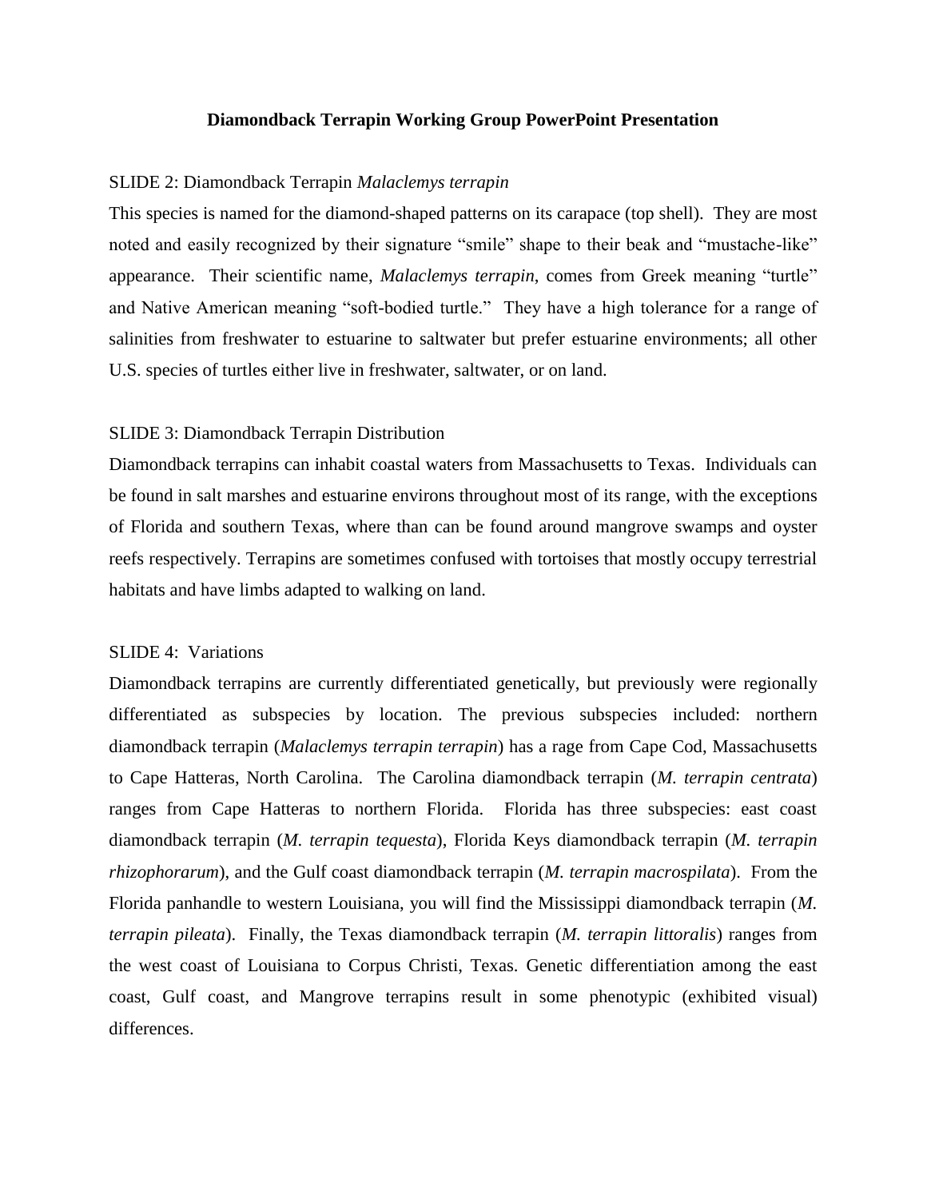# Diamondback Terrapin Working Group PowerPoint Presentation

SLIDE 2: Diamondback Terrapin *Malaclemys terrapin*

This species is named for the diamond-shaped patterns on its carapace (top shell). They are most noted and easily recognized by their signature "smile" shape to their beak and "mustache-like" appearance. Their scientific name, *Malaclemys terrapin*, comes from Greek meaning "turtle" and Native American meaning "soft-bodied turtle." They have a high tolerance for a range of salinities from freshwater to estuarine to saltwater but prefer estuarine environments; all other U.S. species of turtles either live in freshwater, saltwater, or on land.

SLIDE 3: Diamondback Terrapin Distribution

Diamondback terrapins can inhabit coastal waters from Massachusetts to Texas. Individuals can be found in salt marshes and estuarine environs throughout most of its range, with the exceptions of Florida and southern Texas, where than can be found around mangrove swamps and oyster reefs respectively. Terrapins are sometimes confused with tortoises that mostly occupy terrestrial habitats and have limbs adapted to walking on land.

SLIDE 4: Variations

Diamondback terrapins are currently differentiated genetically, but previously were regionally differentiated as subspecies by location. The previous subspecies included: northern diamondback terrapin (*Malaclemys terrapin terrapin*) has a rage from Cape Cod, Massachusetts to Cape Hatteras, North Carolina. The Carolina diamondback terrapin (*M. terrapin centrata*) ranges from Cape Hatteras to northern Florida. Florida has three subspecies: east coast diamondback terrapin (*M. terrapin tequesta*), Florida Keys diamondback terrapin (*M. terrapin rhizophorarum*), and the Gulf coast diamondback terrapin (*M. terrapin macrospilata*). From the Florida panhandle to western Louisiana, you will find the Mississippi diamondback terrapin (*M. terrapin pileata*). Finally, the Texas diamondback terrapin (*M. terrapin littoralis*) ranges from the west coast of Louisiana to Corpus Christi, Texas. Genetic differentiation among the east coast, Gulf coast, and Mangrove terrapins result in some phenotypic (exhibited visual) differences.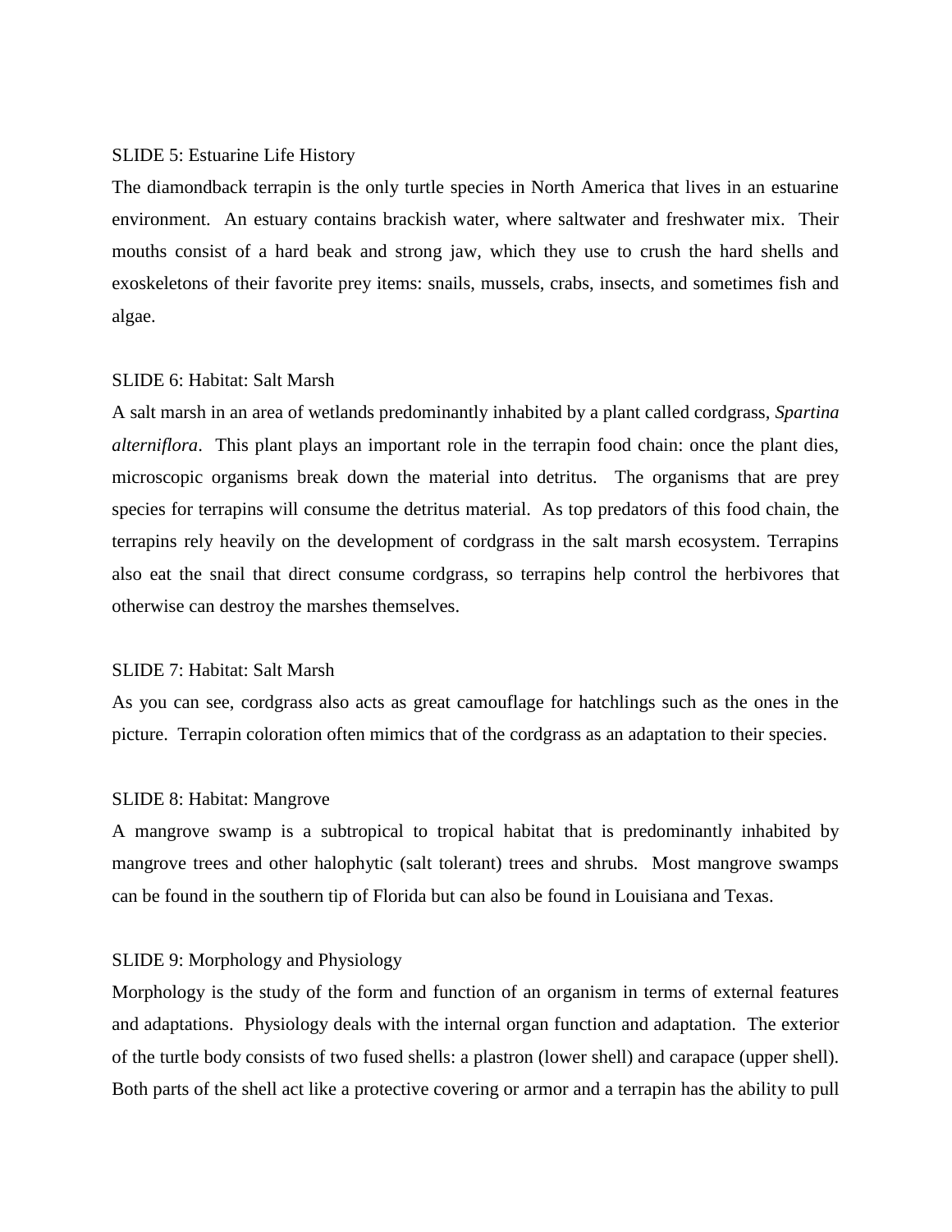SLIDE 5: Estuarine Life History

The diamondback terrapin is the only turtle species in North America that lives in an estuarine environment. An estuary contains brackish water, where saltwater and freshwater mix. Their mouths consist of a hard beak and strong jaw, which they use to crush the hard shells and exoskeletons of their favorite prey items: snails, mussels, crabs, insects, and sometimes fish and algae.

SLIDE 6: Habitat: Salt Marsh

A salt marsh in an area of wetlands predominantly inhabited by a plant called cordgrass, *Spartina alterniflora*. This plant plays an important role in the terrapin food chain: once the plant dies, microscopic organisms break down the material into detritus. The organisms that are prey species for terrapins will consume the detritus material. As top predators of this food chain, the terrapins rely heavily on the development of cordgrass in the salt marsh ecosystem. Terrapins also eat the snail that direct consume cordgrass, so terrapins help control the herbivores that otherwise can destroy the marshes themselves.

SLIDE 7: Habitat: Salt Marsh

As you can see, cordgrass also acts as great camouflage for hatchlings such as the ones in the picture. Terrapin coloration often mimics that of the cordgrass as an adaptation to their species.

SLIDE 8: Habitat: Mangrove

A mangrove swamp is a subtropical to tropical habitat that is predominantly inhabited by mangrove trees and other halophytic (salt tolerant) trees and shrubs. Most mangrove swamps can be found in the southern tip of Florida but can also be found in Louisiana and Texas.

SLIDE 9: Morphology and Physiology

Morphology is the study of the form and function of an organism in terms of external features and adaptations. Physiology deals with the internal organ function and adaptation. The exterior of the turtle body consists of two fused shells: a plastron (lower shell) and carapace (upper shell). Both parts of the shell act like a protective covering or armor and a terrapin has the ability to pull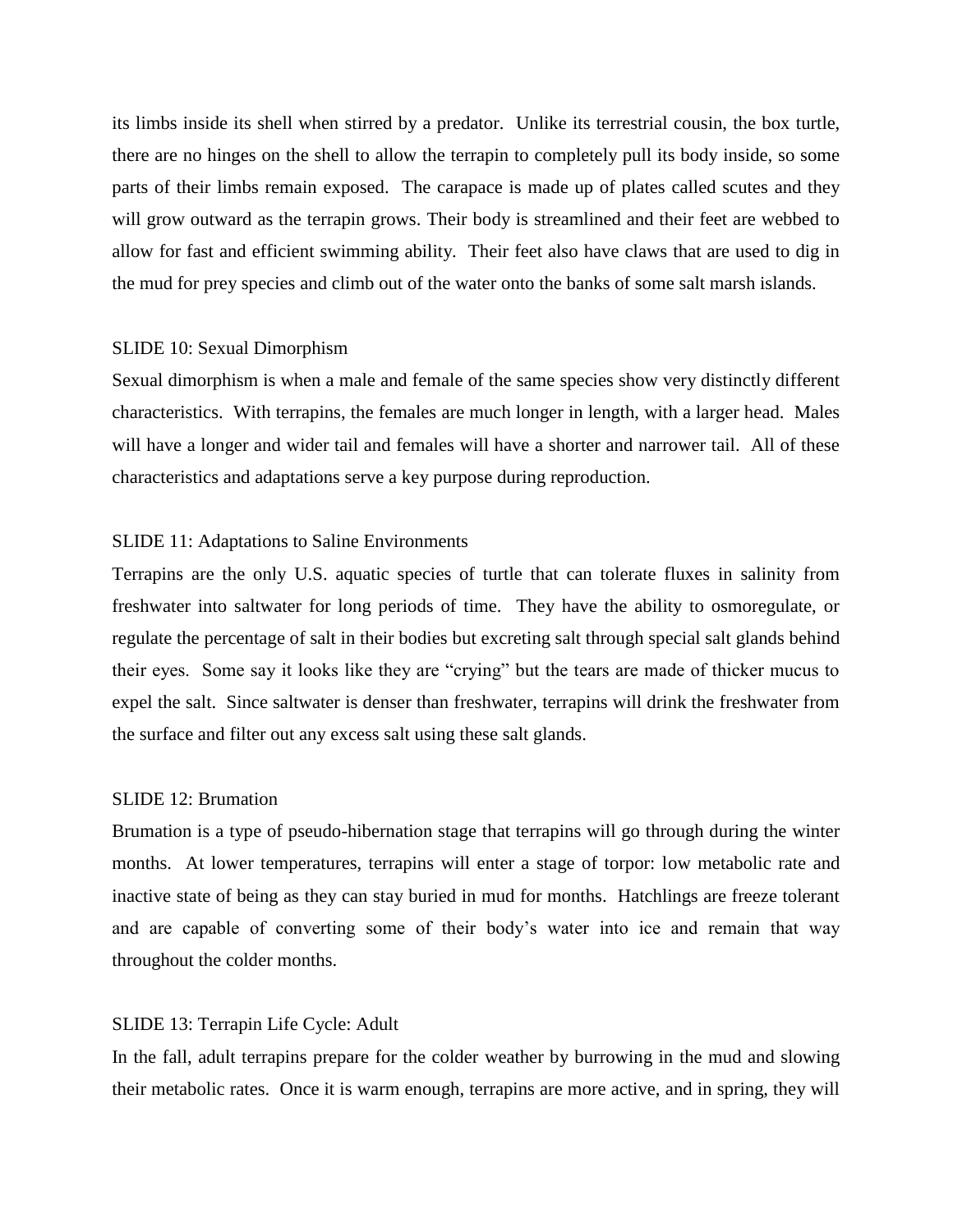its limbs inside its shell when stirred by a predator. Unlike its terrestrial cousin, the box turtle, there are no hinges on the shell to allow the terrapin to completely pull its body inside, so some parts of their limbs remain exposed. The carapace is made up of plates called scutes and they will grow outward as the terrapin grows. Their body is streamlined and their feet are webbed to allow for fast and efficient swimming ability. Their feet also have claws that are used to dig in the mud for prey species and climb out of the water onto the banks of some salt marsh islands.

SLIDE 10: Sexual Dimorphism

Sexual dimorphism is when a male and female of the same species show very distinctly different characteristics. With terrapins, the females are much longer in length, with a larger head. Males will have a longer and wider tail and females will have a shorter and narrower tail. All of these characteristics and adaptations serve a key purpose during reproduction.

SLIDE 11: Adaptations to Saline Environments

Terrapins are the only U.S. aquatic species of turtle that can tolerate fluxes in salinity from freshwater into saltwater for long periods of time. They have the ability to osmoregulate, or regulate the percentage of salt in their bodies but excreting salt through special salt glands behind their eyes. Some say it looks like they are "crying" but the tears are made of thicker mucus to expel the salt. Since saltwater is denser than freshwater, terrapins will drink the freshwater from the surface and filter out any excess salt using these salt glands.

SLIDE 12: Brumation

Brumation is a type of pseudo-hibernation stage that terrapins will go through during the winter months. At lower temperatures, terrapins will enter a stage of torpor: low metabolic rate and inactive state of being as they can stay buried in mud for months. Hatchlings are freeze tolerant and are capable of converting some of their body's water into ice and remain that way throughout the colder months.

SLIDE 13: Terrapin Life Cycle: Adult

In the fall, adult terrapins prepare for the colder weather by burrowing in the mud and slowing their metabolic rates. Once it is warm enough, terrapins are more active, and in spring, they will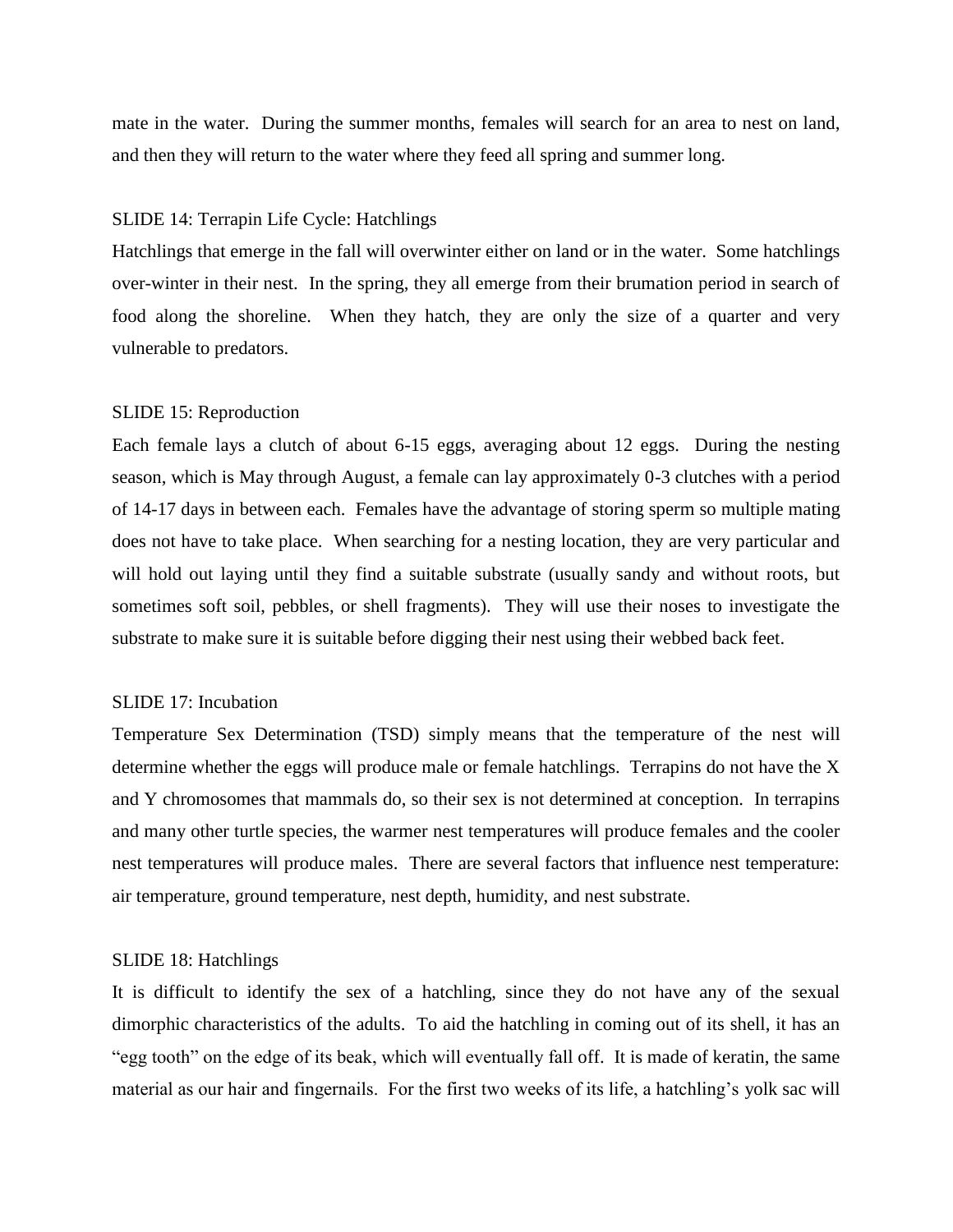mate in the water. During the summer months, females will search for an area to nest on land, and then they will return to the water where they feed all spring and summer long.

SLIDE 14: Terrapin Life Cycle: Hatchlings

Hatchlings that emerge in the fall will overwinter either on land or in the water. Some hatchlings over-winter in their nest. In the spring, they all emerge from their brumation period in search of food along the shoreline. When they hatch, they are only the size of a quarter and very vulnerable to predators.

SLIDE 15: Reproduction

Each female lays a clutch of about 6-15 eggs, averaging about 12 eggs. During the nesting season, which is May through August, a female can lay approximately 0-3 clutches with a period of 14-17 days in between each. Females have the advantage of storing sperm so multiple mating does not have to take place. When searching for a nesting location, they are very particular and will hold out laying until they find a suitable substrate (usually sandy and without roots, but sometimes soft soil, pebbles, or shell fragments). They will use their noses to investigate the substrate to make sure it is suitable before digging their nest using their webbed back feet.

SLIDE 17: Incubation

Temperature Sex Determination (TSD) simply means that the temperature of the nest will determine whether the eggs will produce male or female hatchlings. Terrapins do not have the X and Y chromosomes that mammals do, so their sex is not determined at conception. In terrapins and many other turtle species, the warmer nest temperatures will produce females and the cooler nest temperatures will produce males. There are several factors that influence nest temperature: air temperature, ground temperature, nest depth, humidity, and nest substrate.

SLIDE 18: Hatchlings

It is difficult to identify the sex of a hatchling, since they do not have any of the sexual dimorphic characteristics of the adults. To aid the hatchling in coming out of its shell, it has an "egg tooth" on the edge of its beak, which will eventually fall off. It is made of keratin, the same material as our hair and fingernails. For the first two weeks of its life, a hatchling's yolk sac will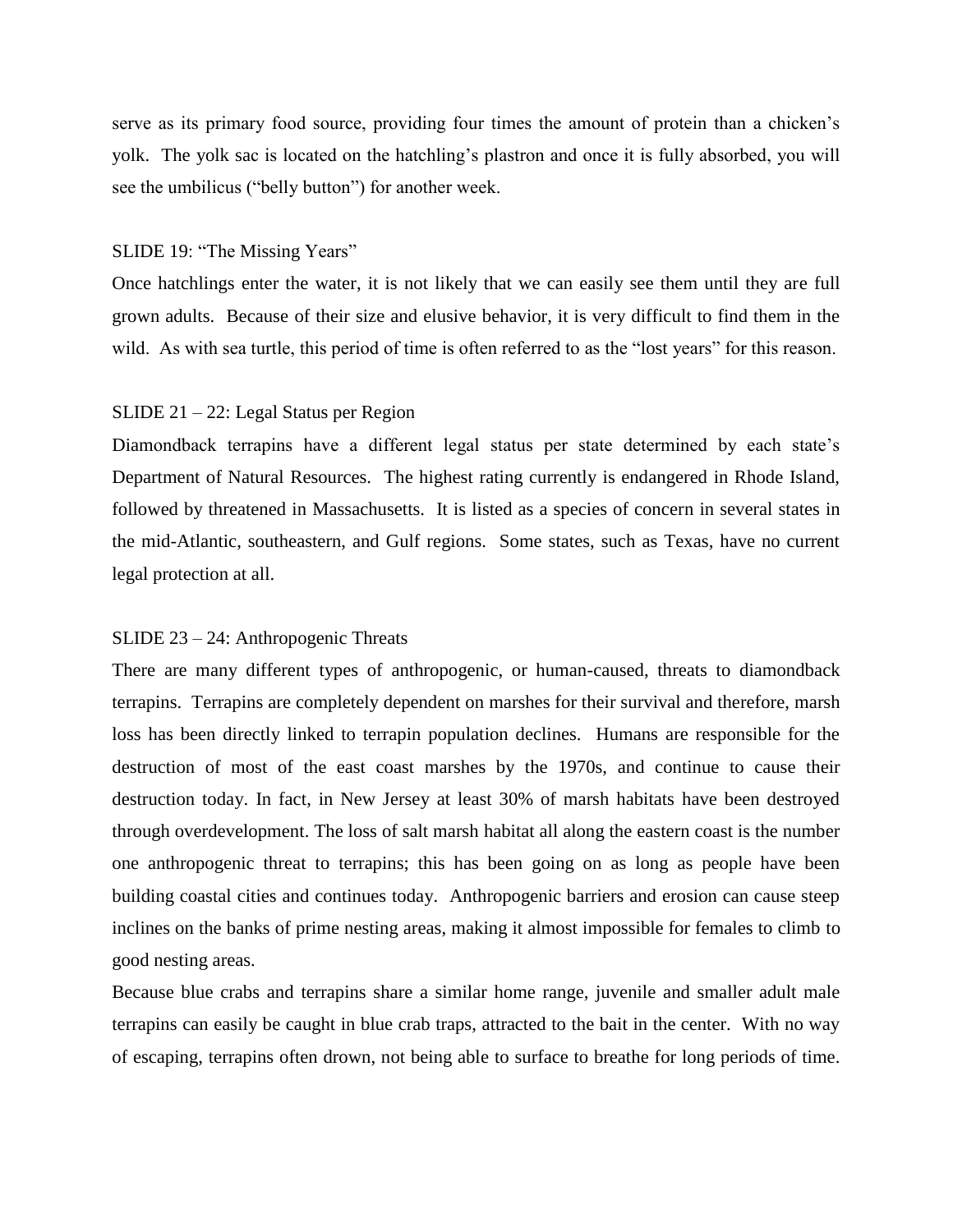serve as its primary food source, providing four times the amount of protein than a chicken's yolk. The yolk sac is located on the hatchling's plastron and once it is fully absorbed, you will see the umbilicus ("belly button") for another week.

SLIDE 19: "The Missing Years"

Once hatchlings enter the water, it is not likely that we can easily see them until they are full grown adults. Because of their size and elusive behavior, it is very difficult to find them in the wild. As with sea turtle, this period of time is often referred to as the "lost years" for this reason.

SLIDE 21 – 22: Legal Status per Region

Diamondback terrapins have a different legal status per state determined by each state's Department of Natural Resources. The highest rating currently is endangered in Rhode Island, followed by threatened in Massachusetts. It is listed as a species of concern in several states in the mid-Atlantic, southeastern, and Gulf regions. Some states, such as Texas, have no current legal protection at all.

SLIDE 23 – 24: Anthropogenic Threats

There are many different types of anthropogenic, or human-caused, threats to diamondback terrapins. Terrapins are completely dependent on marshes for their survival and therefore, marsh loss has been directly linked to terrapin population declines. Humans are responsible for the destruction of most of the east coast marshes by the 1970s, and continue to cause their destruction today. In fact, in New Jersey at least 30% of marsh habitats have been destroyed through overdevelopment. The loss of salt marsh habitat all along the eastern coast is the number one anthropogenic threat to terrapins; this has been going on as long as people have been building coastal cities and continues today. Anthropogenic barriers and erosion can cause steep inclines on the banks of prime nesting areas, making it almost impossible for females to climb to good nesting areas.

Because blue crabs and terrapins share a similar home range, juvenile and smaller adult male terrapins can easily be caught in blue crab traps, attracted to the bait in the center. With no way of escaping, terrapins often drown, not being able to surface to breathe for long periods of time.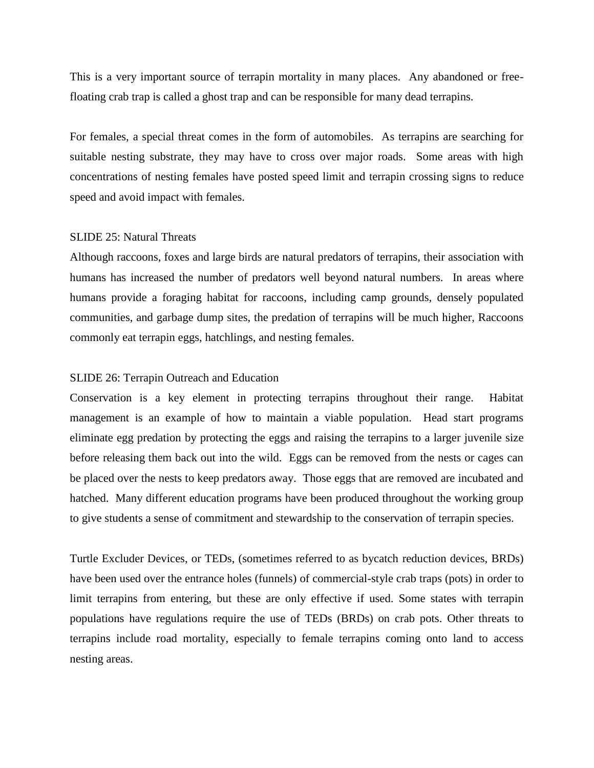This is a very important source of terrapin mortality in many places. Any abandoned or free-floating crab trap is called a ghost trap and can be responsible for many dead terrapins.

For females, a special threat comes in the form of automobiles. As terrapins are searching for suitable nesting substrate, they may have to cross over major roads. Some areas with high concentrations of nesting females have posted speed limit and terrapin crossing signs to reduce speed and avoid impact with females.

SLIDE 25: Natural Threats

Although raccoons, foxes and large birds are natural predators of terrapins, their association with humans has increased the number of predators well beyond natural numbers. In areas where humans provide a foraging habitat for raccoons, including camp grounds, densely populated communities, and garbage dump sites, the predation of terrapins will be much higher, Raccoons commonly eat terrapin eggs, hatchlings, and nesting females.

SLIDE 26: Terrapin Outreach and Education

Conservation is a key element in protecting terrapins throughout their range. Habitat management is an example of how to maintain a viable population. Head start programs eliminate egg predation by protecting the eggs and raising the terrapins to a larger juvenile size before releasing them back out into the wild. Eggs can be removed from the nests or cages can be placed over the nests to keep predators away. Those eggs that are removed are incubated and hatched. Many different education programs have been produced throughout the working group to give students a sense of commitment and stewardship to the conservation of terrapin species.

Turtle Excluder Devices, or TEDs, (sometimes referred to as bycatch reduction devices, BRDs) have been used over the entrance holes (funnels) of commercial-style crab traps (pots) in order to limit terrapins from entering, but these are only effective if used. Some states with terrapin populations have regulations require the use of TEDs (BRDs) on crab pots. Other threats to terrapins include road mortality, especially to female terrapins coming onto land to access nesting areas.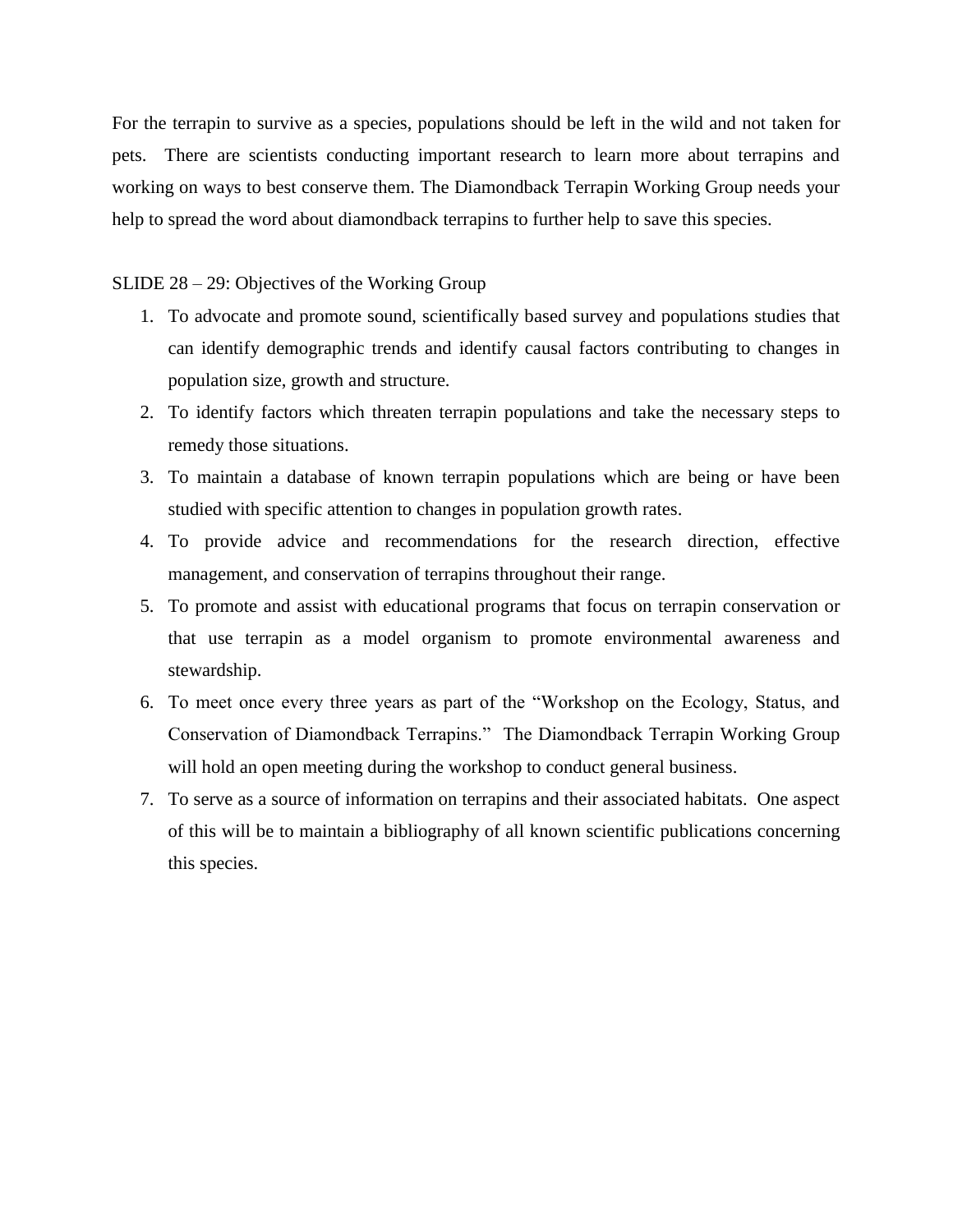For the terrapin to survive as a species, populations should be left in the wild and not taken for pets. There are scientists conducting important research to learn more about terrapins and working on ways to best conserve them. The Diamondback Terrapin Working Group needs your help to spread the word about diamondback terrapins to further help to save this species.

SLIDE 28 – 29: Objectives of the Working Group

1. To advocate and promote sound, scientifically based survey and populations studies that can identify demographic trends and identify causal factors contributing to changes in population size, growth and structure.
2. To identify factors which threaten terrapin populations and take the necessary steps to remedy those situations.
3. To maintain a database of known terrapin populations which are being or have been studied with specific attention to changes in population growth rates.
4. To provide advice and recommendations for the research direction, effective management, and conservation of terrapins throughout their range.
5. To promote and assist with educational programs that focus on terrapin conservation or that use terrapin as a model organism to promote environmental awareness and stewardship.
6. To meet once every three years as part of the "Workshop on the Ecology, Status, and Conservation of Diamondback Terrapins." The Diamondback Terrapin Working Group will hold an open meeting during the workshop to conduct general business.
7. To serve as a source of information on terrapins and their associated habitats. One aspect of this will be to maintain a bibliography of all known scientific publications concerning this species.